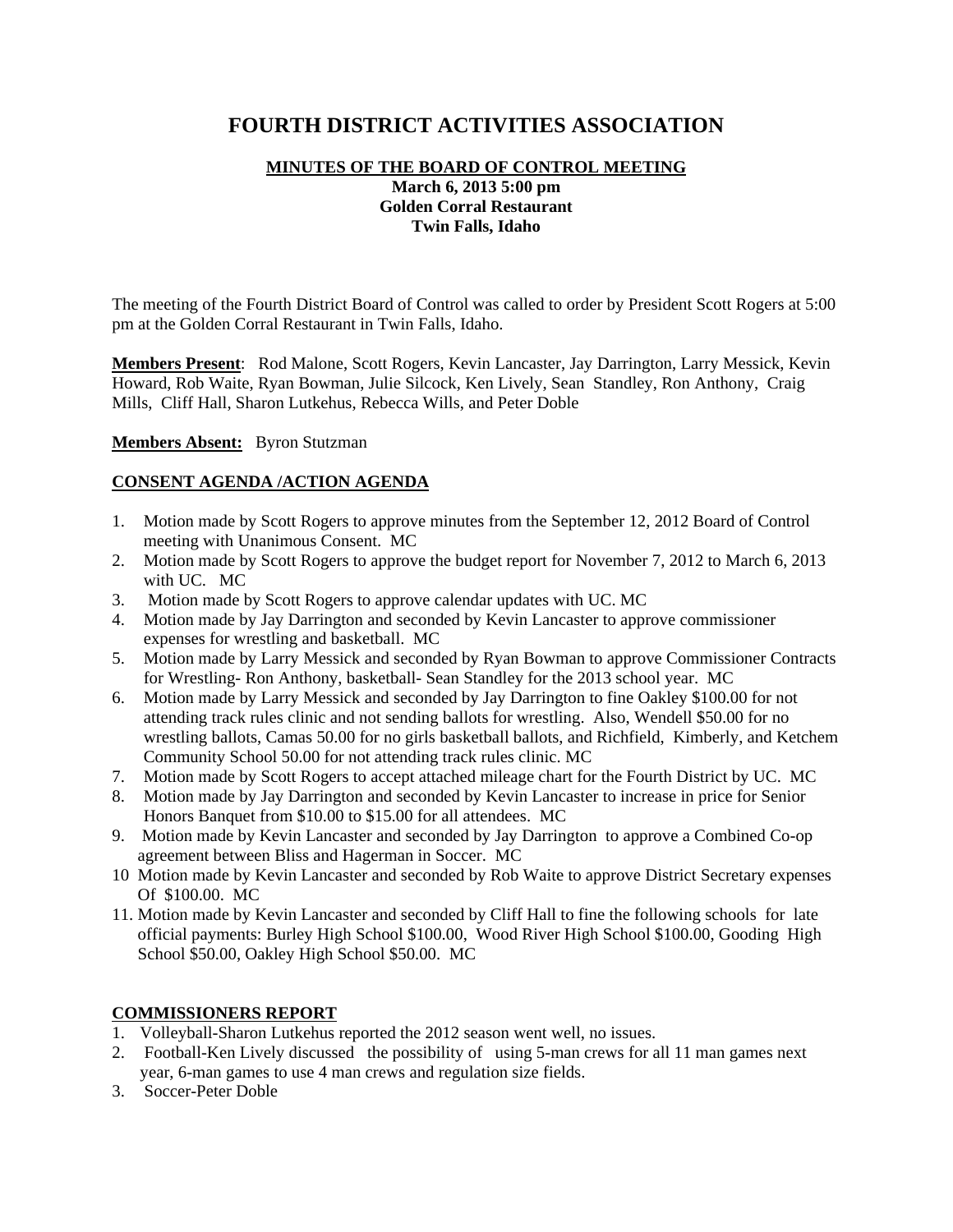# FOURTH DISTRICT ACTIVITIES ASSOCIATION

**MINUTES OF THE BOARD OF CONTROL MEETING**
**March 6, 2013 5:00 pm**
**Golden Corral Restaurant**
**Twin Falls, Idaho**

The meeting of the Fourth District Board of Control was called to order by President Scott Rogers at 5:00 pm at the Golden Corral Restaurant in Twin Falls, Idaho.

**Members Present**: Rod Malone, Scott Rogers, Kevin Lancaster, Jay Darrington, Larry Messick, Kevin Howard, Rob Waite, Ryan Bowman, Julie Silcock, Ken Lively, Sean Standley, Ron Anthony, Craig Mills, Cliff Hall, Sharon Lutkehus, Rebecca Wills, and Peter Doble

**Members Absent:** Byron Stutzman

## CONSENT AGENDA /ACTION AGENDA

1. Motion made by Scott Rogers to approve minutes from the September 12, 2012 Board of Control meeting with Unanimous Consent. MC
2. Motion made by Scott Rogers to approve the budget report for November 7, 2012 to March 6, 2013 with UC. MC
3. Motion made by Scott Rogers to approve calendar updates with UC. MC
4. Motion made by Jay Darrington and seconded by Kevin Lancaster to approve commissioner expenses for wrestling and basketball. MC
5. Motion made by Larry Messick and seconded by Ryan Bowman to approve Commissioner Contracts for Wrestling- Ron Anthony, basketball- Sean Standley for the 2013 school year. MC
6. Motion made by Larry Messick and seconded by Jay Darrington to fine Oakley $100.00 for not attending track rules clinic and not sending ballots for wrestling. Also, Wendell $50.00 for no wrestling ballots, Camas 50.00 for no girls basketball ballots, and Richfield, Kimberly, and Ketchem Community School 50.00 for not attending track rules clinic. MC
7. Motion made by Scott Rogers to accept attached mileage chart for the Fourth District by UC. MC
8. Motion made by Jay Darrington and seconded by Kevin Lancaster to increase in price for Senior Honors Banquet from $10.00 to $15.00 for all attendees. MC
9. Motion made by Kevin Lancaster and seconded by Jay Darrington to approve a Combined Co-op agreement between Bliss and Hagerman in Soccer. MC
10. Motion made by Kevin Lancaster and seconded by Rob Waite to approve District Secretary expenses Of $100.00. MC
11. Motion made by Kevin Lancaster and seconded by Cliff Hall to fine the following schools for late official payments: Burley High School $100.00, Wood River High School $100.00, Gooding High School $50.00, Oakley High School $50.00. MC

## COMMISSIONERS REPORT

1. Volleyball-Sharon Lutkehus reported the 2012 season went well, no issues.
2. Football-Ken Lively discussed the possibility of using 5-man crews for all 11 man games next year, 6-man games to use 4 man crews and regulation size fields.
3. Soccer-Peter Doble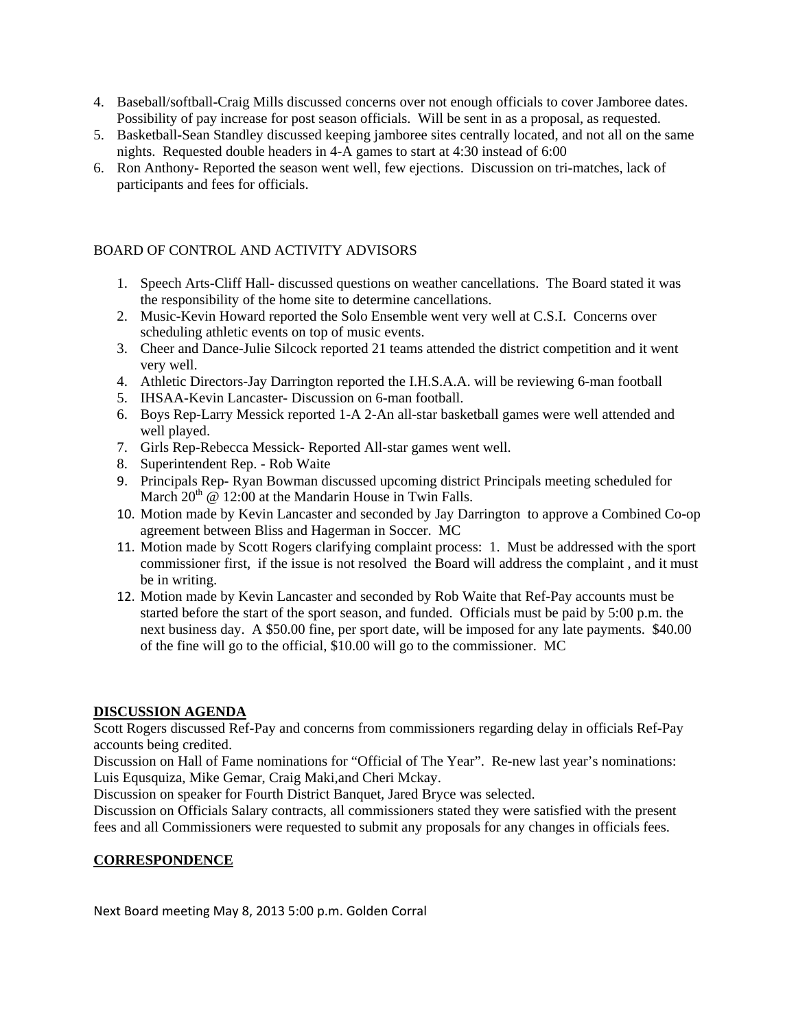4. Baseball/softball-Craig Mills discussed concerns over not enough officials to cover Jamboree dates. Possibility of pay increase for post season officials. Will be sent in as a proposal, as requested.
5. Basketball-Sean Standley discussed keeping jamboree sites centrally located, and not all on the same nights. Requested double headers in 4-A games to start at 4:30 instead of 6:00
6. Ron Anthony- Reported the season went well, few ejections. Discussion on tri-matches, lack of participants and fees for officials.

BOARD OF CONTROL AND ACTIVITY ADVISORS

1. Speech Arts-Cliff Hall- discussed questions on weather cancellations. The Board stated it was the responsibility of the home site to determine cancellations.
2. Music-Kevin Howard reported the Solo Ensemble went very well at C.S.I. Concerns over scheduling athletic events on top of music events.
3. Cheer and Dance-Julie Silcock reported 21 teams attended the district competition and it went very well.
4. Athletic Directors-Jay Darrington reported the I.H.S.A.A. will be reviewing 6-man football
5. IHSAA-Kevin Lancaster- Discussion on 6-man football.
6. Boys Rep-Larry Messick reported 1-A 2-An all-star basketball games were well attended and well played.
7. Girls Rep-Rebecca Messick- Reported All-star games went well.
8. Superintendent Rep. - Rob Waite
9. Principals Rep- Ryan Bowman discussed upcoming district Principals meeting scheduled for March 20th @ 12:00 at the Mandarin House in Twin Falls.
10. Motion made by Kevin Lancaster and seconded by Jay Darrington to approve a Combined Co-op agreement between Bliss and Hagerman in Soccer. MC
11. Motion made by Scott Rogers clarifying complaint process: 1. Must be addressed with the sport commissioner first, if the issue is not resolved the Board will address the complaint , and it must be in writing.
12. Motion made by Kevin Lancaster and seconded by Rob Waite that Ref-Pay accounts must be started before the start of the sport season, and funded. Officials must be paid by 5:00 p.m. the next business day. A $50.00 fine, per sport date, will be imposed for any late payments. $40.00 of the fine will go to the official, $10.00 will go to the commissioner. MC

**DISCUSSION AGENDA**

Scott Rogers discussed Ref-Pay and concerns from commissioners regarding delay in officials Ref-Pay accounts being credited.

Discussion on Hall of Fame nominations for "Official of The Year". Re-new last year's nominations: Luis Equsquiza, Mike Gemar, Craig Maki,and Cheri Mckay.

Discussion on speaker for Fourth District Banquet, Jared Bryce was selected.

Discussion on Officials Salary contracts, all commissioners stated they were satisfied with the present fees and all Commissioners were requested to submit any proposals for any changes in officials fees.

**CORRESPONDENCE**

Next Board meeting May 8, 2013 5:00 p.m. Golden Corral